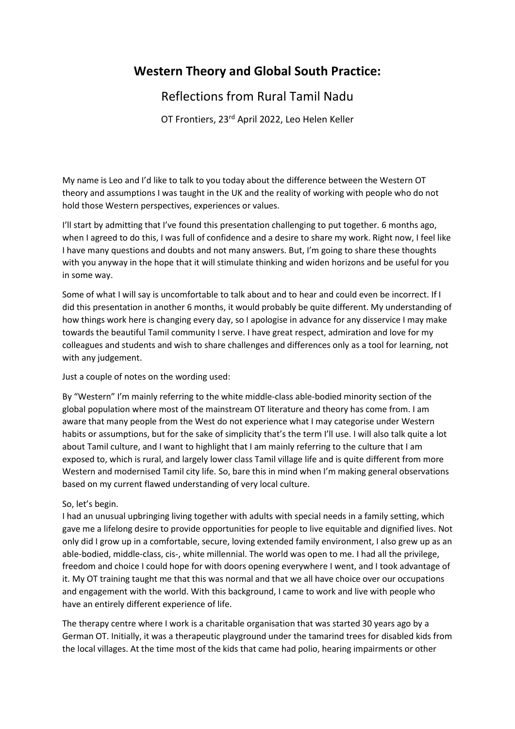# Western Theory and Global South Practice:

## Reflections from Rural Tamil Nadu

OT Frontiers, 23rd April 2022, Leo Helen Keller

My name is Leo and I'd like to talk to you today about the difference between the Western OT theory and assumptions I was taught in the UK and the reality of working with people who do not hold those Western perspectives, experiences or values.

I'll start by admitting that I've found this presentation challenging to put together. 6 months ago, when I agreed to do this, I was full of confidence and a desire to share my work. Right now, I feel like I have many questions and doubts and not many answers. But, I'm going to share these thoughts with you anyway in the hope that it will stimulate thinking and widen horizons and be useful for you in some way.

Some of what I will say is uncomfortable to talk about and to hear and could even be incorrect. If I did this presentation in another 6 months, it would probably be quite different. My understanding of how things work here is changing every day, so I apologise in advance for any disservice I may make towards the beautiful Tamil community I serve. I have great respect, admiration and love for my colleagues and students and wish to share challenges and differences only as a tool for learning, not with any judgement.

Just a couple of notes on the wording used:

By "Western" I'm mainly referring to the white middle-class able-bodied minority section of the global population where most of the mainstream OT literature and theory has come from. I am aware that many people from the West do not experience what I may categorise under Western habits or assumptions, but for the sake of simplicity that's the term I'll use. I will also talk quite a lot about Tamil culture, and I want to highlight that I am mainly referring to the culture that I am exposed to, which is rural, and largely lower class Tamil village life and is quite different from more Western and modernised Tamil city life. So, bare this in mind when I'm making general observations based on my current flawed understanding of very local culture.

So, let's begin.

I had an unusual upbringing living together with adults with special needs in a family setting, which gave me a lifelong desire to provide opportunities for people to live equitable and dignified lives. Not only did I grow up in a comfortable, secure, loving extended family environment, I also grew up as an able-bodied, middle-class, cis-, white millennial. The world was open to me. I had all the privilege, freedom and choice I could hope for with doors opening everywhere I went, and I took advantage of it. My OT training taught me that this was normal and that we all have choice over our occupations and engagement with the world. With this background, I came to work and live with people who have an entirely different experience of life.

The therapy centre where I work is a charitable organisation that was started 30 years ago by a German OT. Initially, it was a therapeutic playground under the tamarind trees for disabled kids from the local villages. At the time most of the kids that came had polio, hearing impairments or other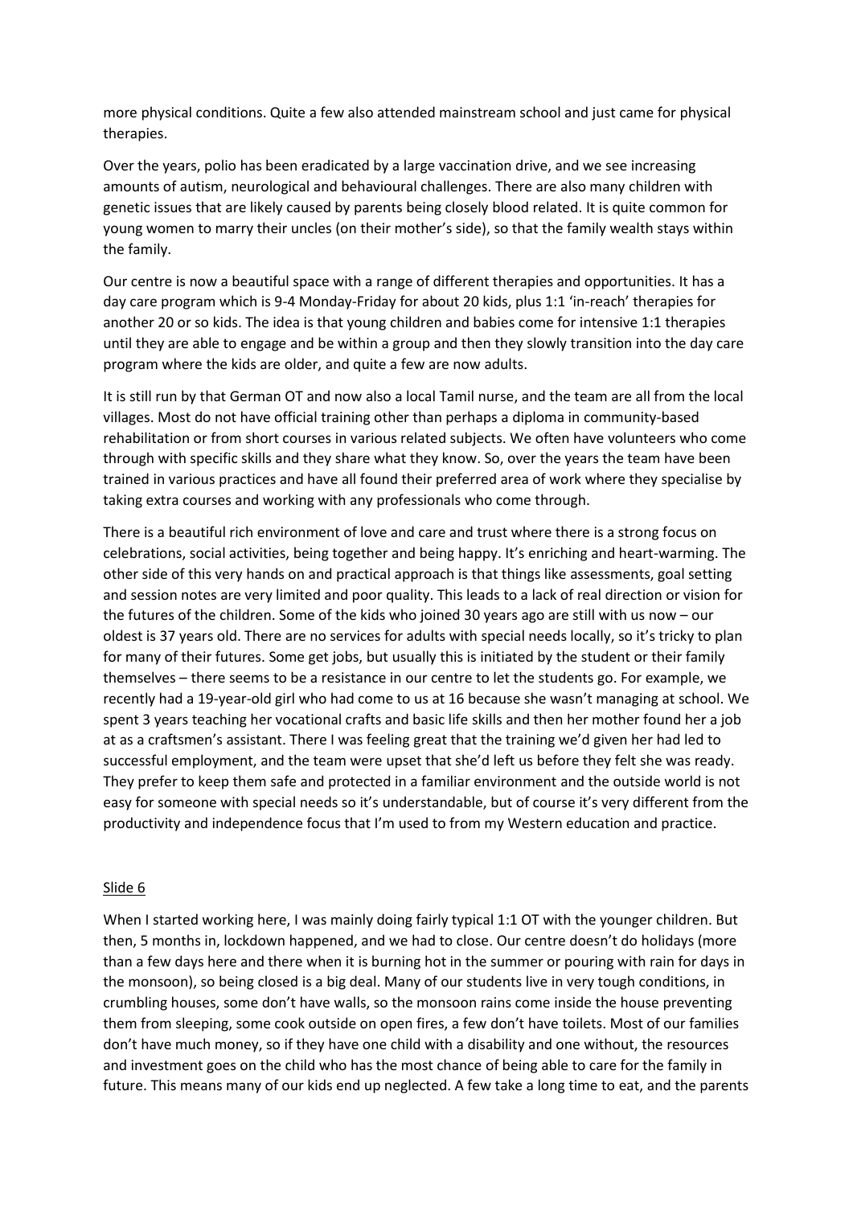more physical conditions. Quite a few also attended mainstream school and just came for physical therapies.

Over the years, polio has been eradicated by a large vaccination drive, and we see increasing amounts of autism, neurological and behavioural challenges. There are also many children with genetic issues that are likely caused by parents being closely blood related. It is quite common for young women to marry their uncles (on their mother's side), so that the family wealth stays within the family.

Our centre is now a beautiful space with a range of different therapies and opportunities. It has a day care program which is 9-4 Monday-Friday for about 20 kids, plus 1:1 'in-reach' therapies for another 20 or so kids. The idea is that young children and babies come for intensive 1:1 therapies until they are able to engage and be within a group and then they slowly transition into the day care program where the kids are older, and quite a few are now adults.

It is still run by that German OT and now also a local Tamil nurse, and the team are all from the local villages. Most do not have official training other than perhaps a diploma in community-based rehabilitation or from short courses in various related subjects. We often have volunteers who come through with specific skills and they share what they know. So, over the years the team have been trained in various practices and have all found their preferred area of work where they specialise by taking extra courses and working with any professionals who come through.

There is a beautiful rich environment of love and care and trust where there is a strong focus on celebrations, social activities, being together and being happy. It's enriching and heart-warming. The other side of this very hands on and practical approach is that things like assessments, goal setting and session notes are very limited and poor quality. This leads to a lack of real direction or vision for the futures of the children. Some of the kids who joined 30 years ago are still with us now – our oldest is 37 years old. There are no services for adults with special needs locally, so it's tricky to plan for many of their futures. Some get jobs, but usually this is initiated by the student or their family themselves – there seems to be a resistance in our centre to let the students go. For example, we recently had a 19-year-old girl who had come to us at 16 because she wasn't managing at school. We spent 3 years teaching her vocational crafts and basic life skills and then her mother found her a job at as a craftsmen's assistant. There I was feeling great that the training we'd given her had led to successful employment, and the team were upset that she'd left us before they felt she was ready. They prefer to keep them safe and protected in a familiar environment and the outside world is not easy for someone with special needs so it's understandable, but of course it's very different from the productivity and independence focus that I'm used to from my Western education and practice.

<u>Slide 6</u>

When I started working here, I was mainly doing fairly typical 1:1 OT with the younger children. But then, 5 months in, lockdown happened, and we had to close. Our centre doesn't do holidays (more than a few days here and there when it is burning hot in the summer or pouring with rain for days in the monsoon), so being closed is a big deal. Many of our students live in very tough conditions, in crumbling houses, some don't have walls, so the monsoon rains come inside the house preventing them from sleeping, some cook outside on open fires, a few don't have toilets. Most of our families don't have much money, so if they have one child with a disability and one without, the resources and investment goes on the child who has the most chance of being able to care for the family in future. This means many of our kids end up neglected. A few take a long time to eat, and the parents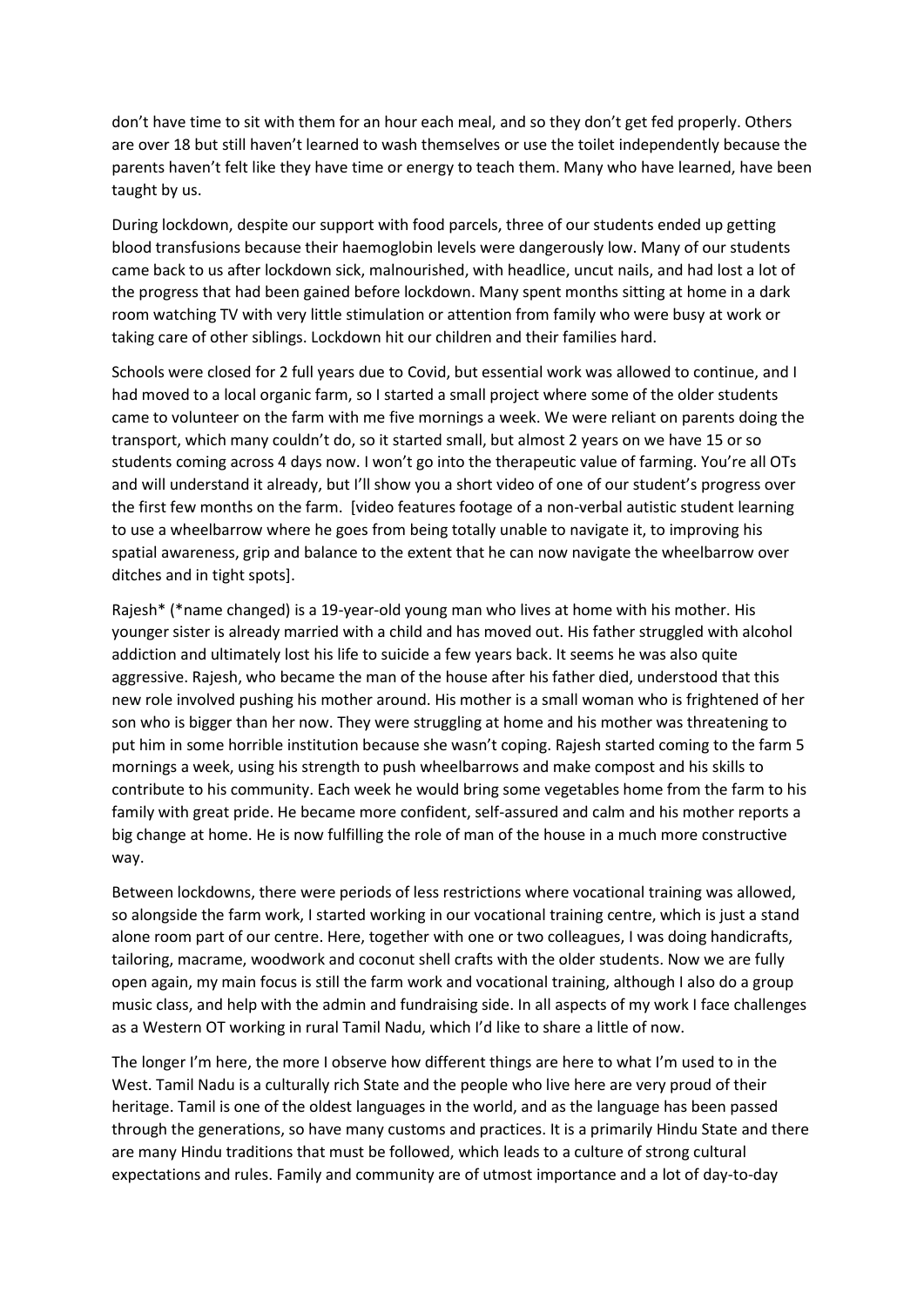don't have time to sit with them for an hour each meal, and so they don't get fed properly. Others are over 18 but still haven't learned to wash themselves or use the toilet independently because the parents haven't felt like they have time or energy to teach them. Many who have learned, have been taught by us.

During lockdown, despite our support with food parcels, three of our students ended up getting blood transfusions because their haemoglobin levels were dangerously low. Many of our students came back to us after lockdown sick, malnourished, with headlice, uncut nails, and had lost a lot of the progress that had been gained before lockdown. Many spent months sitting at home in a dark room watching TV with very little stimulation or attention from family who were busy at work or taking care of other siblings. Lockdown hit our children and their families hard.

Schools were closed for 2 full years due to Covid, but essential work was allowed to continue, and I had moved to a local organic farm, so I started a small project where some of the older students came to volunteer on the farm with me five mornings a week. We were reliant on parents doing the transport, which many couldn't do, so it started small, but almost 2 years on we have 15 or so students coming across 4 days now. I won't go into the therapeutic value of farming. You're all OTs and will understand it already, but I'll show you a short video of one of our student's progress over the first few months on the farm. [video features footage of a non-verbal autistic student learning to use a wheelbarrow where he goes from being totally unable to navigate it, to improving his spatial awareness, grip and balance to the extent that he can now navigate the wheelbarrow over ditches and in tight spots].

Rajesh* (*name changed) is a 19-year-old young man who lives at home with his mother. His younger sister is already married with a child and has moved out. His father struggled with alcohol addiction and ultimately lost his life to suicide a few years back. It seems he was also quite aggressive. Rajesh, who became the man of the house after his father died, understood that this new role involved pushing his mother around. His mother is a small woman who is frightened of her son who is bigger than her now. They were struggling at home and his mother was threatening to put him in some horrible institution because she wasn't coping. Rajesh started coming to the farm 5 mornings a week, using his strength to push wheelbarrows and make compost and his skills to contribute to his community. Each week he would bring some vegetables home from the farm to his family with great pride. He became more confident, self-assured and calm and his mother reports a big change at home. He is now fulfilling the role of man of the house in a much more constructive way.

Between lockdowns, there were periods of less restrictions where vocational training was allowed, so alongside the farm work, I started working in our vocational training centre, which is just a stand alone room part of our centre. Here, together with one or two colleagues, I was doing handicrafts, tailoring, macrame, woodwork and coconut shell crafts with the older students. Now we are fully open again, my main focus is still the farm work and vocational training, although I also do a group music class, and help with the admin and fundraising side. In all aspects of my work I face challenges as a Western OT working in rural Tamil Nadu, which I'd like to share a little of now.

The longer I'm here, the more I observe how different things are here to what I'm used to in the West. Tamil Nadu is a culturally rich State and the people who live here are very proud of their heritage. Tamil is one of the oldest languages in the world, and as the language has been passed through the generations, so have many customs and practices. It is a primarily Hindu State and there are many Hindu traditions that must be followed, which leads to a culture of strong cultural expectations and rules. Family and community are of utmost importance and a lot of day-to-day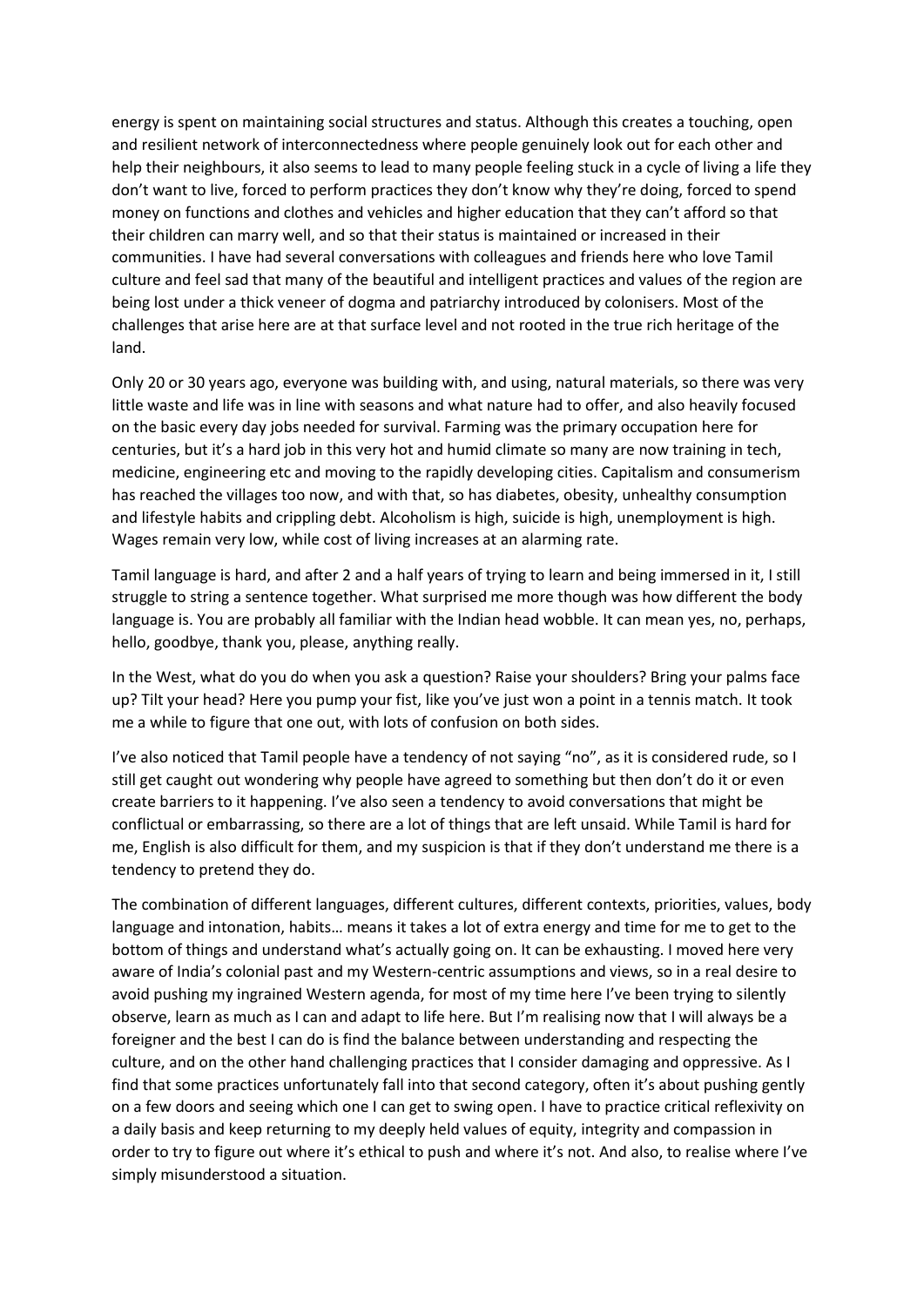energy is spent on maintaining social structures and status. Although this creates a touching, open and resilient network of interconnectedness where people genuinely look out for each other and help their neighbours, it also seems to lead to many people feeling stuck in a cycle of living a life they don't want to live, forced to perform practices they don't know why they're doing, forced to spend money on functions and clothes and vehicles and higher education that they can't afford so that their children can marry well, and so that their status is maintained or increased in their communities. I have had several conversations with colleagues and friends here who love Tamil culture and feel sad that many of the beautiful and intelligent practices and values of the region are being lost under a thick veneer of dogma and patriarchy introduced by colonisers. Most of the challenges that arise here are at that surface level and not rooted in the true rich heritage of the land.

Only 20 or 30 years ago, everyone was building with, and using, natural materials, so there was very little waste and life was in line with seasons and what nature had to offer, and also heavily focused on the basic every day jobs needed for survival. Farming was the primary occupation here for centuries, but it's a hard job in this very hot and humid climate so many are now training in tech, medicine, engineering etc and moving to the rapidly developing cities. Capitalism and consumerism has reached the villages too now, and with that, so has diabetes, obesity, unhealthy consumption and lifestyle habits and crippling debt. Alcoholism is high, suicide is high, unemployment is high. Wages remain very low, while cost of living increases at an alarming rate.

Tamil language is hard, and after 2 and a half years of trying to learn and being immersed in it, I still struggle to string a sentence together. What surprised me more though was how different the body language is. You are probably all familiar with the Indian head wobble. It can mean yes, no, perhaps, hello, goodbye, thank you, please, anything really.

In the West, what do you do when you ask a question? Raise your shoulders? Bring your palms face up? Tilt your head? Here you pump your fist, like you've just won a point in a tennis match. It took me a while to figure that one out, with lots of confusion on both sides.

I've also noticed that Tamil people have a tendency of not saying "no", as it is considered rude, so I still get caught out wondering why people have agreed to something but then don't do it or even create barriers to it happening. I've also seen a tendency to avoid conversations that might be conflictual or embarrassing, so there are a lot of things that are left unsaid. While Tamil is hard for me, English is also difficult for them, and my suspicion is that if they don't understand me there is a tendency to pretend they do.

The combination of different languages, different cultures, different contexts, priorities, values, body language and intonation, habits… means it takes a lot of extra energy and time for me to get to the bottom of things and understand what's actually going on. It can be exhausting. I moved here very aware of India's colonial past and my Western-centric assumptions and views, so in a real desire to avoid pushing my ingrained Western agenda, for most of my time here I've been trying to silently observe, learn as much as I can and adapt to life here. But I'm realising now that I will always be a foreigner and the best I can do is find the balance between understanding and respecting the culture, and on the other hand challenging practices that I consider damaging and oppressive. As I find that some practices unfortunately fall into that second category, often it's about pushing gently on a few doors and seeing which one I can get to swing open. I have to practice critical reflexivity on a daily basis and keep returning to my deeply held values of equity, integrity and compassion in order to try to figure out where it's ethical to push and where it's not. And also, to realise where I've simply misunderstood a situation.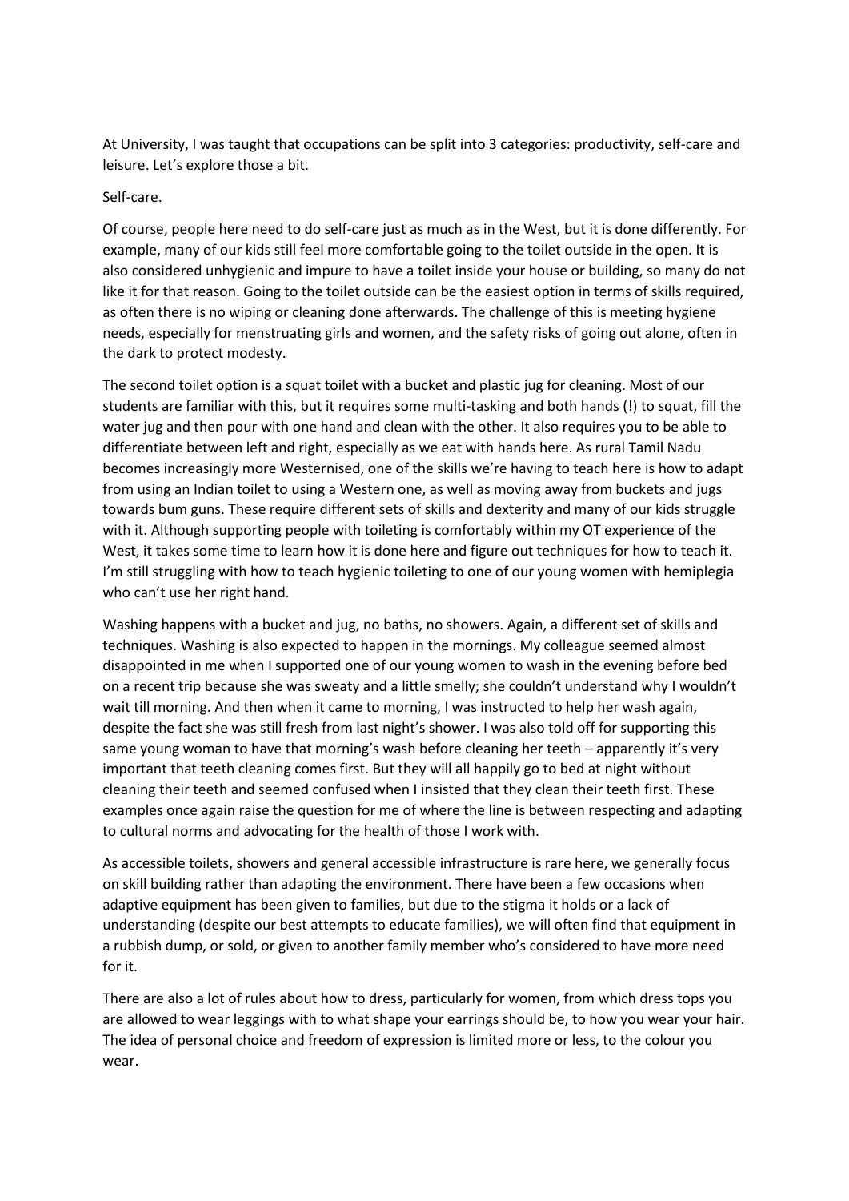At University, I was taught that occupations can be split into 3 categories: productivity, self-care and leisure. Let's explore those a bit.

Self-care.

Of course, people here need to do self-care just as much as in the West, but it is done differently. For example, many of our kids still feel more comfortable going to the toilet outside in the open. It is also considered unhygienic and impure to have a toilet inside your house or building, so many do not like it for that reason. Going to the toilet outside can be the easiest option in terms of skills required, as often there is no wiping or cleaning done afterwards. The challenge of this is meeting hygiene needs, especially for menstruating girls and women, and the safety risks of going out alone, often in the dark to protect modesty.

The second toilet option is a squat toilet with a bucket and plastic jug for cleaning. Most of our students are familiar with this, but it requires some multi-tasking and both hands (!) to squat, fill the water jug and then pour with one hand and clean with the other. It also requires you to be able to differentiate between left and right, especially as we eat with hands here. As rural Tamil Nadu becomes increasingly more Westernised, one of the skills we're having to teach here is how to adapt from using an Indian toilet to using a Western one, as well as moving away from buckets and jugs towards bum guns. These require different sets of skills and dexterity and many of our kids struggle with it. Although supporting people with toileting is comfortably within my OT experience of the West, it takes some time to learn how it is done here and figure out techniques for how to teach it. I'm still struggling with how to teach hygienic toileting to one of our young women with hemiplegia who can't use her right hand.

Washing happens with a bucket and jug, no baths, no showers. Again, a different set of skills and techniques. Washing is also expected to happen in the mornings. My colleague seemed almost disappointed in me when I supported one of our young women to wash in the evening before bed on a recent trip because she was sweaty and a little smelly; she couldn't understand why I wouldn't wait till morning. And then when it came to morning, I was instructed to help her wash again, despite the fact she was still fresh from last night's shower. I was also told off for supporting this same young woman to have that morning's wash before cleaning her teeth – apparently it's very important that teeth cleaning comes first. But they will all happily go to bed at night without cleaning their teeth and seemed confused when I insisted that they clean their teeth first. These examples once again raise the question for me of where the line is between respecting and adapting to cultural norms and advocating for the health of those I work with.

As accessible toilets, showers and general accessible infrastructure is rare here, we generally focus on skill building rather than adapting the environment. There have been a few occasions when adaptive equipment has been given to families, but due to the stigma it holds or a lack of understanding (despite our best attempts to educate families), we will often find that equipment in a rubbish dump, or sold, or given to another family member who's considered to have more need for it.

There are also a lot of rules about how to dress, particularly for women, from which dress tops you are allowed to wear leggings with to what shape your earrings should be, to how you wear your hair. The idea of personal choice and freedom of expression is limited more or less, to the colour you wear.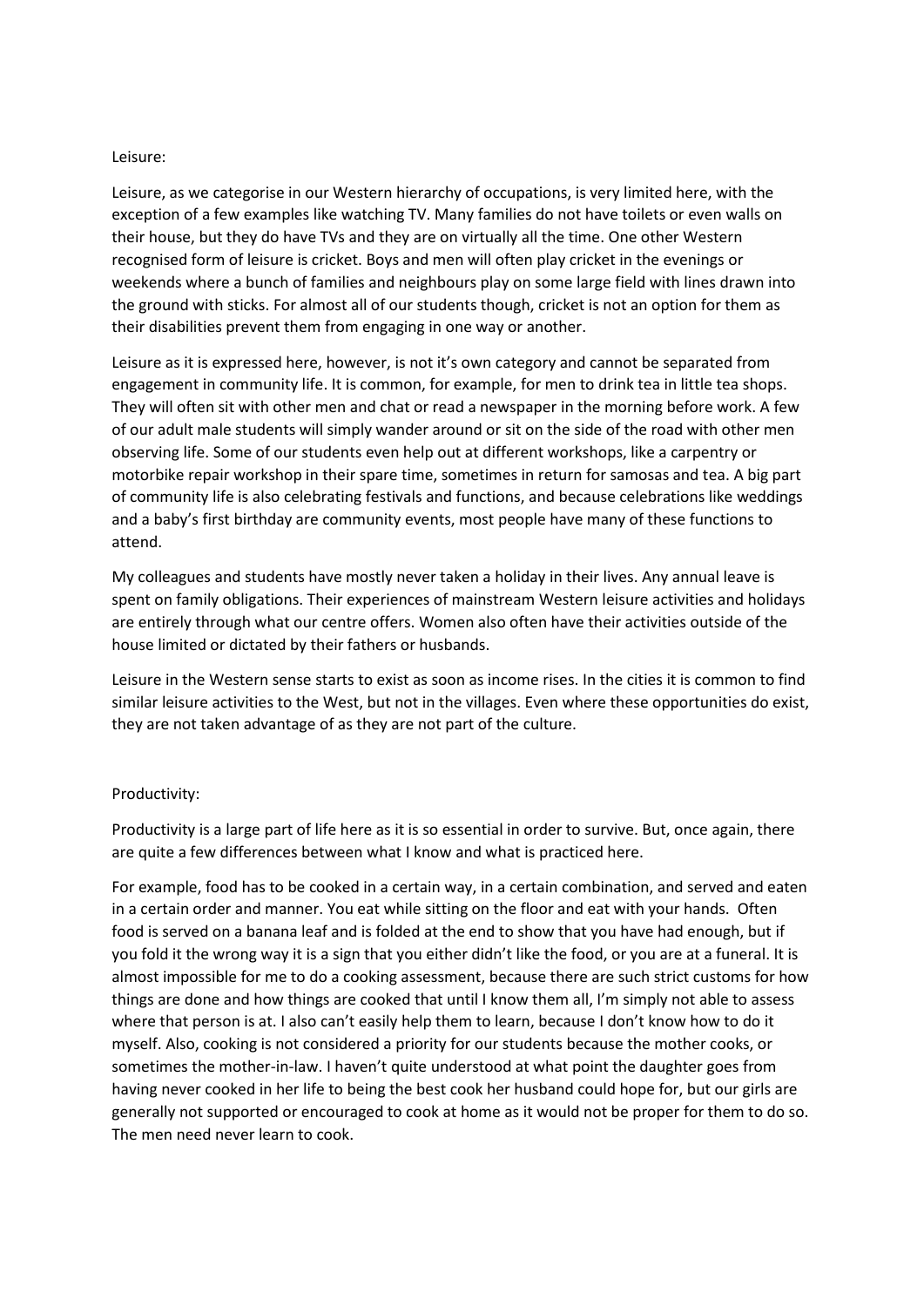Leisure:

Leisure, as we categorise in our Western hierarchy of occupations, is very limited here, with the exception of a few examples like watching TV. Many families do not have toilets or even walls on their house, but they do have TVs and they are on virtually all the time. One other Western recognised form of leisure is cricket. Boys and men will often play cricket in the evenings or weekends where a bunch of families and neighbours play on some large field with lines drawn into the ground with sticks. For almost all of our students though, cricket is not an option for them as their disabilities prevent them from engaging in one way or another.

Leisure as it is expressed here, however, is not it's own category and cannot be separated from engagement in community life. It is common, for example, for men to drink tea in little tea shops. They will often sit with other men and chat or read a newspaper in the morning before work. A few of our adult male students will simply wander around or sit on the side of the road with other men observing life. Some of our students even help out at different workshops, like a carpentry or motorbike repair workshop in their spare time, sometimes in return for samosas and tea. A big part of community life is also celebrating festivals and functions, and because celebrations like weddings and a baby's first birthday are community events, most people have many of these functions to attend.

My colleagues and students have mostly never taken a holiday in their lives. Any annual leave is spent on family obligations. Their experiences of mainstream Western leisure activities and holidays are entirely through what our centre offers. Women also often have their activities outside of the house limited or dictated by their fathers or husbands.

Leisure in the Western sense starts to exist as soon as income rises. In the cities it is common to find similar leisure activities to the West, but not in the villages. Even where these opportunities do exist, they are not taken advantage of as they are not part of the culture.

Productivity:

Productivity is a large part of life here as it is so essential in order to survive. But, once again, there are quite a few differences between what I know and what is practiced here.

For example, food has to be cooked in a certain way, in a certain combination, and served and eaten in a certain order and manner. You eat while sitting on the floor and eat with your hands. Often food is served on a banana leaf and is folded at the end to show that you have had enough, but if you fold it the wrong way it is a sign that you either didn't like the food, or you are at a funeral. It is almost impossible for me to do a cooking assessment, because there are such strict customs for how things are done and how things are cooked that until I know them all, I'm simply not able to assess where that person is at. I also can't easily help them to learn, because I don't know how to do it myself. Also, cooking is not considered a priority for our students because the mother cooks, or sometimes the mother-in-law. I haven't quite understood at what point the daughter goes from having never cooked in her life to being the best cook her husband could hope for, but our girls are generally not supported or encouraged to cook at home as it would not be proper for them to do so. The men need never learn to cook.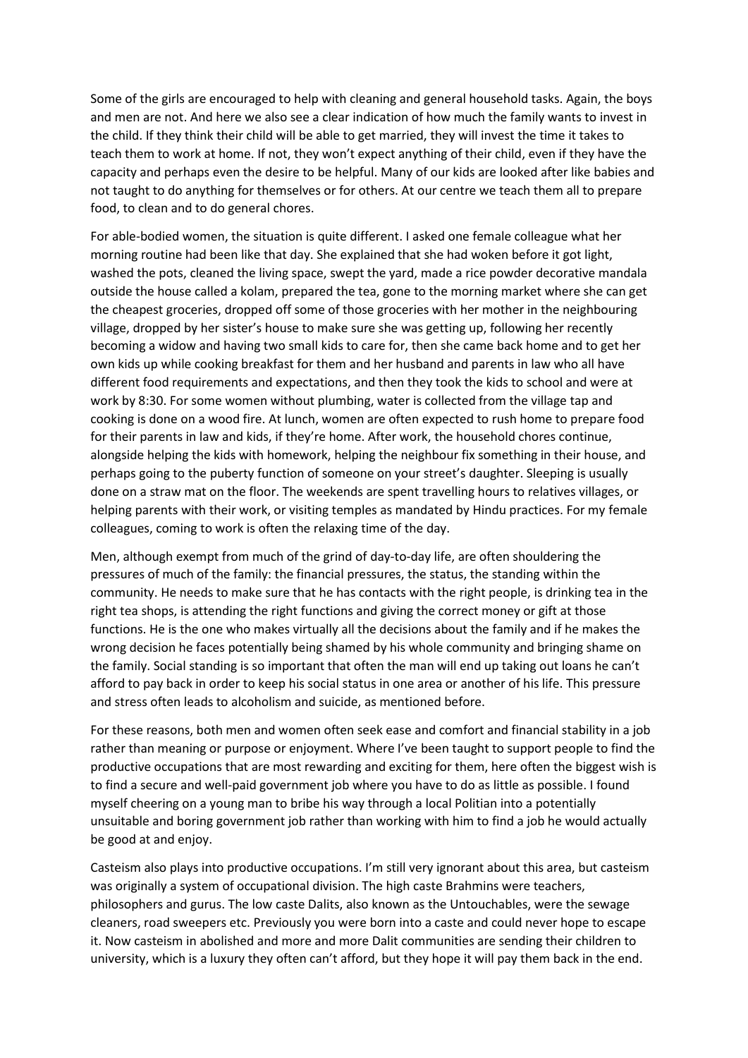Some of the girls are encouraged to help with cleaning and general household tasks. Again, the boys and men are not. And here we also see a clear indication of how much the family wants to invest in the child. If they think their child will be able to get married, they will invest the time it takes to teach them to work at home. If not, they won't expect anything of their child, even if they have the capacity and perhaps even the desire to be helpful. Many of our kids are looked after like babies and not taught to do anything for themselves or for others. At our centre we teach them all to prepare food, to clean and to do general chores.

For able-bodied women, the situation is quite different. I asked one female colleague what her morning routine had been like that day. She explained that she had woken before it got light, washed the pots, cleaned the living space, swept the yard, made a rice powder decorative mandala outside the house called a kolam, prepared the tea, gone to the morning market where she can get the cheapest groceries, dropped off some of those groceries with her mother in the neighbouring village, dropped by her sister's house to make sure she was getting up, following her recently becoming a widow and having two small kids to care for, then she came back home and to get her own kids up while cooking breakfast for them and her husband and parents in law who all have different food requirements and expectations, and then they took the kids to school and were at work by 8:30. For some women without plumbing, water is collected from the village tap and cooking is done on a wood fire. At lunch, women are often expected to rush home to prepare food for their parents in law and kids, if they're home. After work, the household chores continue, alongside helping the kids with homework, helping the neighbour fix something in their house, and perhaps going to the puberty function of someone on your street's daughter. Sleeping is usually done on a straw mat on the floor. The weekends are spent travelling hours to relatives villages, or helping parents with their work, or visiting temples as mandated by Hindu practices. For my female colleagues, coming to work is often the relaxing time of the day.

Men, although exempt from much of the grind of day-to-day life, are often shouldering the pressures of much of the family: the financial pressures, the status, the standing within the community. He needs to make sure that he has contacts with the right people, is drinking tea in the right tea shops, is attending the right functions and giving the correct money or gift at those functions. He is the one who makes virtually all the decisions about the family and if he makes the wrong decision he faces potentially being shamed by his whole community and bringing shame on the family. Social standing is so important that often the man will end up taking out loans he can't afford to pay back in order to keep his social status in one area or another of his life. This pressure and stress often leads to alcoholism and suicide, as mentioned before.

For these reasons, both men and women often seek ease and comfort and financial stability in a job rather than meaning or purpose or enjoyment. Where I've been taught to support people to find the productive occupations that are most rewarding and exciting for them, here often the biggest wish is to find a secure and well-paid government job where you have to do as little as possible. I found myself cheering on a young man to bribe his way through a local Politian into a potentially unsuitable and boring government job rather than working with him to find a job he would actually be good at and enjoy.

Casteism also plays into productive occupations. I'm still very ignorant about this area, but casteism was originally a system of occupational division. The high caste Brahmins were teachers, philosophers and gurus. The low caste Dalits, also known as the Untouchables, were the sewage cleaners, road sweepers etc. Previously you were born into a caste and could never hope to escape it. Now casteism in abolished and more and more Dalit communities are sending their children to university, which is a luxury they often can't afford, but they hope it will pay them back in the end.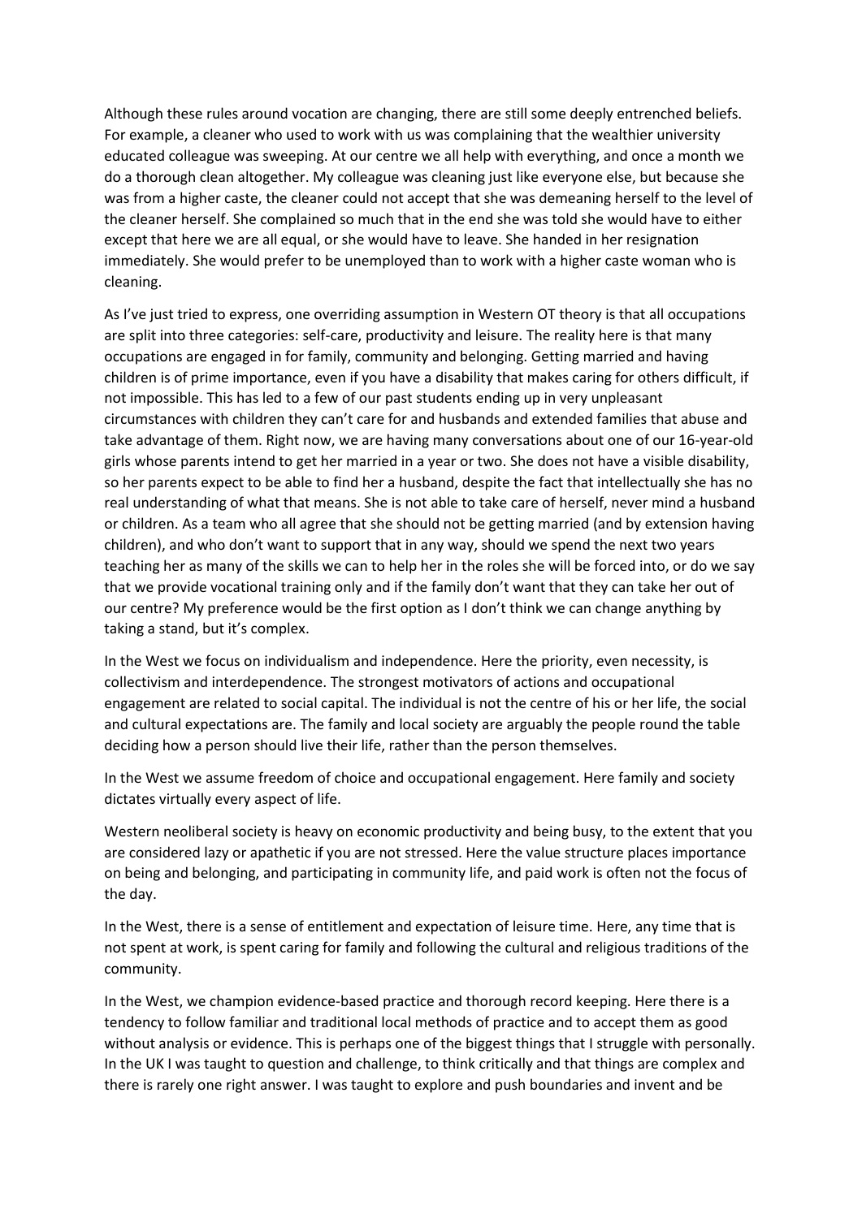Although these rules around vocation are changing, there are still some deeply entrenched beliefs. For example, a cleaner who used to work with us was complaining that the wealthier university educated colleague was sweeping. At our centre we all help with everything, and once a month we do a thorough clean altogether. My colleague was cleaning just like everyone else, but because she was from a higher caste, the cleaner could not accept that she was demeaning herself to the level of the cleaner herself. She complained so much that in the end she was told she would have to either except that here we are all equal, or she would have to leave. She handed in her resignation immediately. She would prefer to be unemployed than to work with a higher caste woman who is cleaning.

As I've just tried to express, one overriding assumption in Western OT theory is that all occupations are split into three categories: self-care, productivity and leisure. The reality here is that many occupations are engaged in for family, community and belonging. Getting married and having children is of prime importance, even if you have a disability that makes caring for others difficult, if not impossible. This has led to a few of our past students ending up in very unpleasant circumstances with children they can't care for and husbands and extended families that abuse and take advantage of them. Right now, we are having many conversations about one of our 16-year-old girls whose parents intend to get her married in a year or two. She does not have a visible disability, so her parents expect to be able to find her a husband, despite the fact that intellectually she has no real understanding of what that means. She is not able to take care of herself, never mind a husband or children. As a team who all agree that she should not be getting married (and by extension having children), and who don't want to support that in any way, should we spend the next two years teaching her as many of the skills we can to help her in the roles she will be forced into, or do we say that we provide vocational training only and if the family don't want that they can take her out of our centre? My preference would be the first option as I don't think we can change anything by taking a stand, but it's complex.

In the West we focus on individualism and independence. Here the priority, even necessity, is collectivism and interdependence. The strongest motivators of actions and occupational engagement are related to social capital. The individual is not the centre of his or her life, the social and cultural expectations are. The family and local society are arguably the people round the table deciding how a person should live their life, rather than the person themselves.

In the West we assume freedom of choice and occupational engagement. Here family and society dictates virtually every aspect of life.

Western neoliberal society is heavy on economic productivity and being busy, to the extent that you are considered lazy or apathetic if you are not stressed. Here the value structure places importance on being and belonging, and participating in community life, and paid work is often not the focus of the day.

In the West, there is a sense of entitlement and expectation of leisure time. Here, any time that is not spent at work, is spent caring for family and following the cultural and religious traditions of the community.

In the West, we champion evidence-based practice and thorough record keeping. Here there is a tendency to follow familiar and traditional local methods of practice and to accept them as good without analysis or evidence. This is perhaps one of the biggest things that I struggle with personally. In the UK I was taught to question and challenge, to think critically and that things are complex and there is rarely one right answer. I was taught to explore and push boundaries and invent and be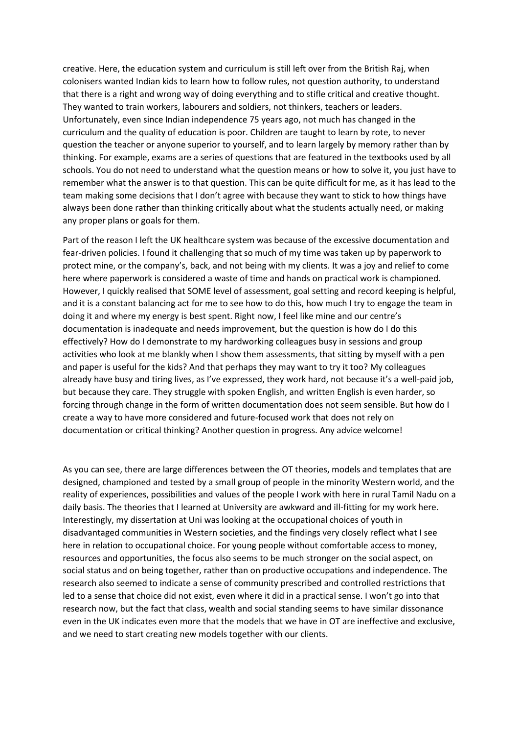creative. Here, the education system and curriculum is still left over from the British Raj, when colonisers wanted Indian kids to learn how to follow rules, not question authority, to understand that there is a right and wrong way of doing everything and to stifle critical and creative thought. They wanted to train workers, labourers and soldiers, not thinkers, teachers or leaders. Unfortunately, even since Indian independence 75 years ago, not much has changed in the curriculum and the quality of education is poor. Children are taught to learn by rote, to never question the teacher or anyone superior to yourself, and to learn largely by memory rather than by thinking. For example, exams are a series of questions that are featured in the textbooks used by all schools. You do not need to understand what the question means or how to solve it, you just have to remember what the answer is to that question. This can be quite difficult for me, as it has lead to the team making some decisions that I don't agree with because they want to stick to how things have always been done rather than thinking critically about what the students actually need, or making any proper plans or goals for them.

Part of the reason I left the UK healthcare system was because of the excessive documentation and fear-driven policies. I found it challenging that so much of my time was taken up by paperwork to protect mine, or the company's, back, and not being with my clients. It was a joy and relief to come here where paperwork is considered a waste of time and hands on practical work is championed. However, I quickly realised that SOME level of assessment, goal setting and record keeping is helpful, and it is a constant balancing act for me to see how to do this, how much I try to engage the team in doing it and where my energy is best spent. Right now, I feel like mine and our centre's documentation is inadequate and needs improvement, but the question is how do I do this effectively? How do I demonstrate to my hardworking colleagues busy in sessions and group activities who look at me blankly when I show them assessments, that sitting by myself with a pen and paper is useful for the kids? And that perhaps they may want to try it too? My colleagues already have busy and tiring lives, as I've expressed, they work hard, not because it's a well-paid job, but because they care. They struggle with spoken English, and written English is even harder, so forcing through change in the form of written documentation does not seem sensible. But how do I create a way to have more considered and future-focused work that does not rely on documentation or critical thinking? Another question in progress. Any advice welcome!

As you can see, there are large differences between the OT theories, models and templates that are designed, championed and tested by a small group of people in the minority Western world, and the reality of experiences, possibilities and values of the people I work with here in rural Tamil Nadu on a daily basis. The theories that I learned at University are awkward and ill-fitting for my work here. Interestingly, my dissertation at Uni was looking at the occupational choices of youth in disadvantaged communities in Western societies, and the findings very closely reflect what I see here in relation to occupational choice. For young people without comfortable access to money, resources and opportunities, the focus also seems to be much stronger on the social aspect, on social status and on being together, rather than on productive occupations and independence. The research also seemed to indicate a sense of community prescribed and controlled restrictions that led to a sense that choice did not exist, even where it did in a practical sense. I won't go into that research now, but the fact that class, wealth and social standing seems to have similar dissonance even in the UK indicates even more that the models that we have in OT are ineffective and exclusive, and we need to start creating new models together with our clients.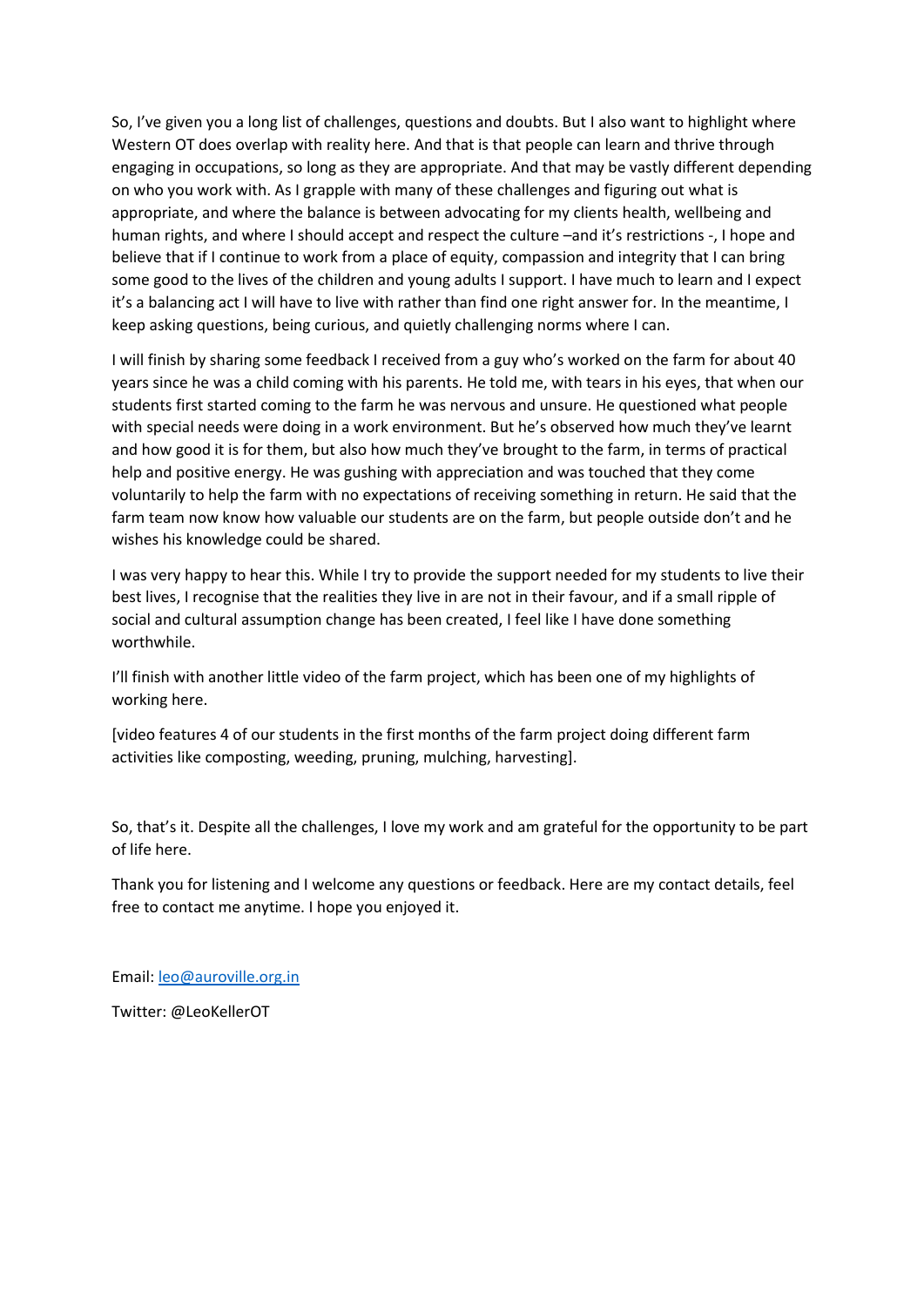So, I've given you a long list of challenges, questions and doubts. But I also want to highlight where Western OT does overlap with reality here. And that is that people can learn and thrive through engaging in occupations, so long as they are appropriate. And that may be vastly different depending on who you work with. As I grapple with many of these challenges and figuring out what is appropriate, and where the balance is between advocating for my clients health, wellbeing and human rights, and where I should accept and respect the culture –and it's restrictions -, I hope and believe that if I continue to work from a place of equity, compassion and integrity that I can bring some good to the lives of the children and young adults I support. I have much to learn and I expect it's a balancing act I will have to live with rather than find one right answer for. In the meantime, I keep asking questions, being curious, and quietly challenging norms where I can.

I will finish by sharing some feedback I received from a guy who's worked on the farm for about 40 years since he was a child coming with his parents. He told me, with tears in his eyes, that when our students first started coming to the farm he was nervous and unsure. He questioned what people with special needs were doing in a work environment. But he's observed how much they've learnt and how good it is for them, but also how much they've brought to the farm, in terms of practical help and positive energy. He was gushing with appreciation and was touched that they come voluntarily to help the farm with no expectations of receiving something in return. He said that the farm team now know how valuable our students are on the farm, but people outside don't and he wishes his knowledge could be shared.

I was very happy to hear this. While I try to provide the support needed for my students to live their best lives, I recognise that the realities they live in are not in their favour, and if a small ripple of social and cultural assumption change has been created, I feel like I have done something worthwhile.

I'll finish with another little video of the farm project, which has been one of my highlights of working here.

[video features 4 of our students in the first months of the farm project doing different farm activities like composting, weeding, pruning, mulching, harvesting].

So, that's it. Despite all the challenges, I love my work and am grateful for the opportunity to be part of life here.

Thank you for listening and I welcome any questions or feedback. Here are my contact details, feel free to contact me anytime. I hope you enjoyed it.

Email: leo@auroville.org.in

Twitter: @LeoKellerOT